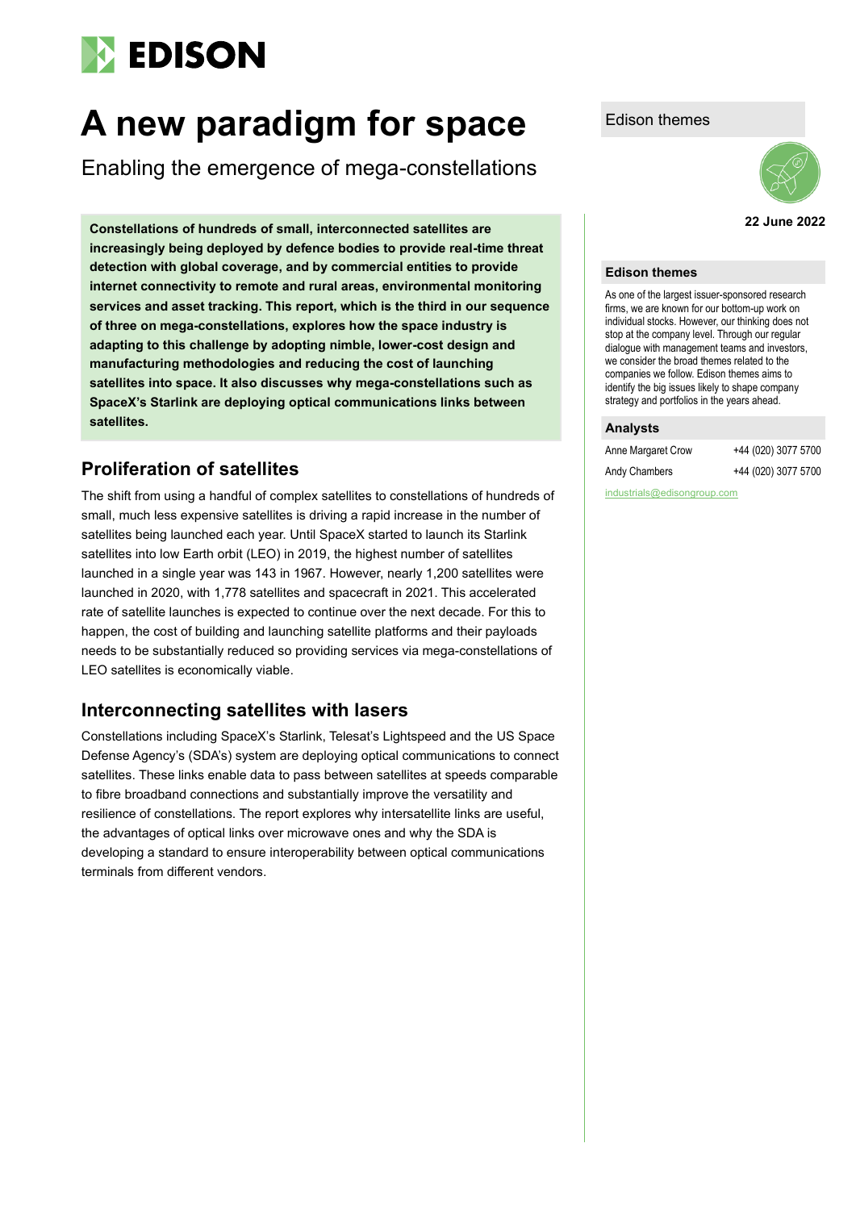# A new paradigm for space

Enabling the emergence of mega-constellations

**Constellations of hundreds of small, interconnected satellites are increasingly being deployed by defence bodies to provide real-time threat detection with global coverage, and by commercial entities to provide internet connectivity to remote and rural areas, environmental monitoring services and asset tracking. This report, which is the third in our sequence of three on mega-constellations, explores how the space industry is adapting to this challenge by adopting nimble, lower-cost design and manufacturing methodologies and reducing the cost of launching satellites into space. It also discusses why mega-constellations such as SpaceX's Starlink are deploying optical communications links between satellites.**

## Proliferation of satellites

The shift from using a handful of complex satellites to constellations of hundreds of small, much less expensive satellites is driving a rapid increase in the number of satellites being launched each year. Until SpaceX started to launch its Starlink satellites into low Earth orbit (LEO) in 2019, the highest number of satellites launched in a single year was 143 in 1967. However, nearly 1,200 satellites were launched in 2020, with 1,778 satellites and spacecraft in 2021. This accelerated rate of satellite launches is expected to continue over the next decade. For this to happen, the cost of building and launching satellite platforms and their payloads needs to be substantially reduced so providing services via mega-constellations of LEO satellites is economically viable.

## Interconnecting satellites with lasers

Constellations including SpaceX's Starlink, Telesat's Lightspeed and the US Space Defense Agency's (SDA's) system are deploying optical communications to connect satellites. These links enable data to pass between satellites at speeds comparable to fibre broadband connections and substantially improve the versatility and resilience of constellations. The report explores why intersatellite links are useful, the advantages of optical links over microwave ones and why the SDA is developing a standard to ensure interoperability between optical communications terminals from different vendors.

Edison themes

**22 June 2022**

### Edison themes

As one of the largest issuer-sponsored research firms, we are known for our bottom-up work on individual stocks. However, our thinking does not stop at the company level. Through our regular dialogue with management teams and investors, we consider the broad themes related to the companies we follow. Edison themes aims to identify the big issues likely to shape company strategy and portfolios in the years ahead.

### Analysts

| | |
|---|---|
| Anne Margaret Crow | +44 (020) 3077 5700 |
| Andy Chambers | +44 (020) 3077 5700 |

industrials@edisongroup.com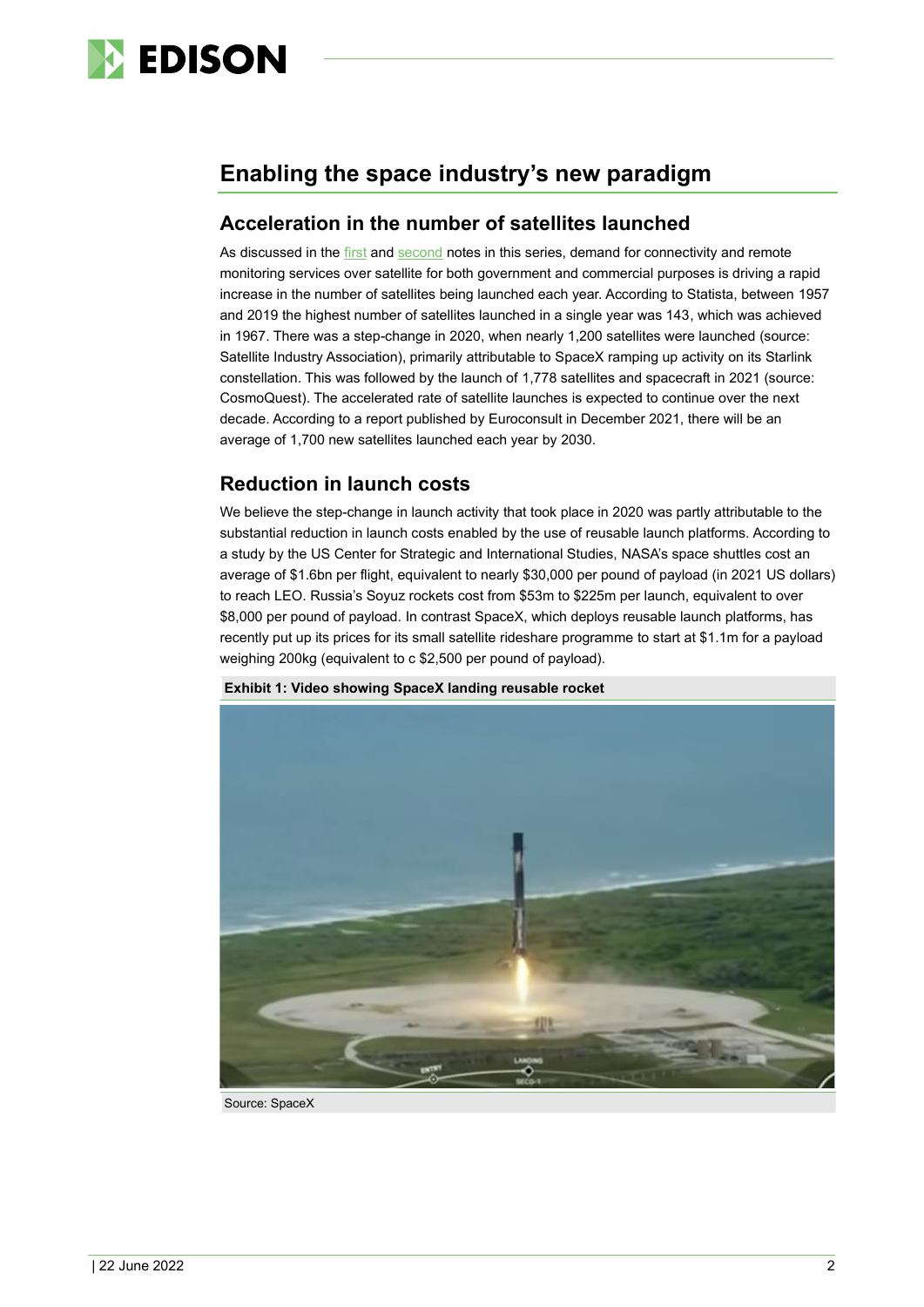# Enabling the space industry's new paradigm

## Acceleration in the number of satellites launched

As discussed in the first and second notes in this series, demand for connectivity and remote monitoring services over satellite for both government and commercial purposes is driving a rapid increase in the number of satellites being launched each year. According to Statista, between 1957 and 2019 the highest number of satellites launched in a single year was 143, which was achieved in 1967. There was a step-change in 2020, when nearly 1,200 satellites were launched (source: Satellite Industry Association), primarily attributable to SpaceX ramping up activity on its Starlink constellation. This was followed by the launch of 1,778 satellites and spacecraft in 2021 (source: CosmoQuest). The accelerated rate of satellite launches is expected to continue over the next decade. According to a report published by Euroconsult in December 2021, there will be an average of 1,700 new satellites launched each year by 2030.

## Reduction in launch costs

We believe the step-change in launch activity that took place in 2020 was partly attributable to the substantial reduction in launch costs enabled by the use of reusable launch platforms. According to a study by the US Center for Strategic and International Studies, NASA's space shuttles cost an average of $1.6bn per flight, equivalent to nearly $30,000 per pound of payload (in 2021 US dollars) to reach LEO. Russia's Soyuz rockets cost from $53m to $225m per launch, equivalent to over $8,000 per pound of payload. In contrast SpaceX, which deploys reusable launch platforms, has recently put up its prices for its small satellite rideshare programme to start at $1.1m for a payload weighing 200kg (equivalent to c $2,500 per pound of payload).

**Exhibit 1: Video showing SpaceX landing reusable rocket**

Source: SpaceX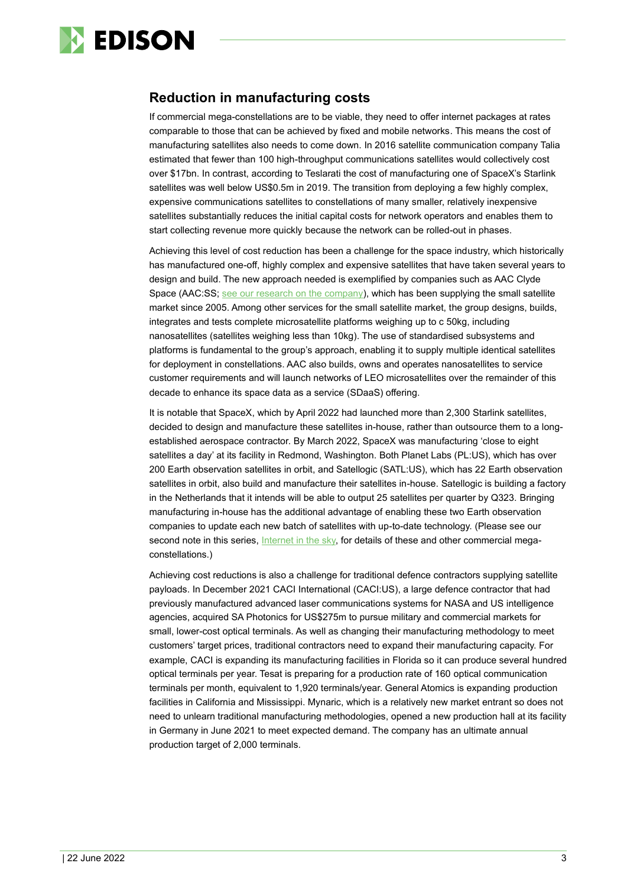## Reduction in manufacturing costs

If commercial mega-constellations are to be viable, they need to offer internet packages at rates comparable to those that can be achieved by fixed and mobile networks. This means the cost of manufacturing satellites also needs to come down. In 2016 satellite communication company Talia estimated that fewer than 100 high-throughput communications satellites would collectively cost over $17bn. In contrast, according to Teslarati the cost of manufacturing one of SpaceX's Starlink satellites was well below US$0.5m in 2019. The transition from deploying a few highly complex, expensive communications satellites to constellations of many smaller, relatively inexpensive satellites substantially reduces the initial capital costs for network operators and enables them to start collecting revenue more quickly because the network can be rolled-out in phases.

Achieving this level of cost reduction has been a challenge for the space industry, which historically has manufactured one-off, highly complex and expensive satellites that have taken several years to design and build. The new approach needed is exemplified by companies such as AAC Clyde Space (AAC:SS; see our research on the company), which has been supplying the small satellite market since 2005. Among other services for the small satellite market, the group designs, builds, integrates and tests complete microsatellite platforms weighing up to c 50kg, including nanosatellites (satellites weighing less than 10kg). The use of standardised subsystems and platforms is fundamental to the group's approach, enabling it to supply multiple identical satellites for deployment in constellations. AAC also builds, owns and operates nanosatellites to service customer requirements and will launch networks of LEO microsatellites over the remainder of this decade to enhance its space data as a service (SDaaS) offering.

It is notable that SpaceX, which by April 2022 had launched more than 2,300 Starlink satellites, decided to design and manufacture these satellites in-house, rather than outsource them to a long-established aerospace contractor. By March 2022, SpaceX was manufacturing 'close to eight satellites a day' at its facility in Redmond, Washington. Both Planet Labs (PL:US), which has over 200 Earth observation satellites in orbit, and Satellogic (SATL:US), which has 22 Earth observation satellites in orbit, also build and manufacture their satellites in-house. Satellogic is building a factory in the Netherlands that it intends will be able to output 25 satellites per quarter by Q323. Bringing manufacturing in-house has the additional advantage of enabling these two Earth observation companies to update each new batch of satellites with up-to-date technology. (Please see our second note in this series, Internet in the sky, for details of these and other commercial mega-constellations.)

Achieving cost reductions is also a challenge for traditional defence contractors supplying satellite payloads. In December 2021 CACI International (CACI:US), a large defence contractor that had previously manufactured advanced laser communications systems for NASA and US intelligence agencies, acquired SA Photonics for US$275m to pursue military and commercial markets for small, lower-cost optical terminals. As well as changing their manufacturing methodology to meet customers' target prices, traditional contractors need to expand their manufacturing capacity. For example, CACI is expanding its manufacturing facilities in Florida so it can produce several hundred optical terminals per year. Tesat is preparing for a production rate of 160 optical communication terminals per month, equivalent to 1,920 terminals/year. General Atomics is expanding production facilities in California and Mississippi. Mynaric, which is a relatively new market entrant so does not need to unlearn traditional manufacturing methodologies, opened a new production hall at its facility in Germany in June 2021 to meet expected demand. The company has an ultimate annual production target of 2,000 terminals.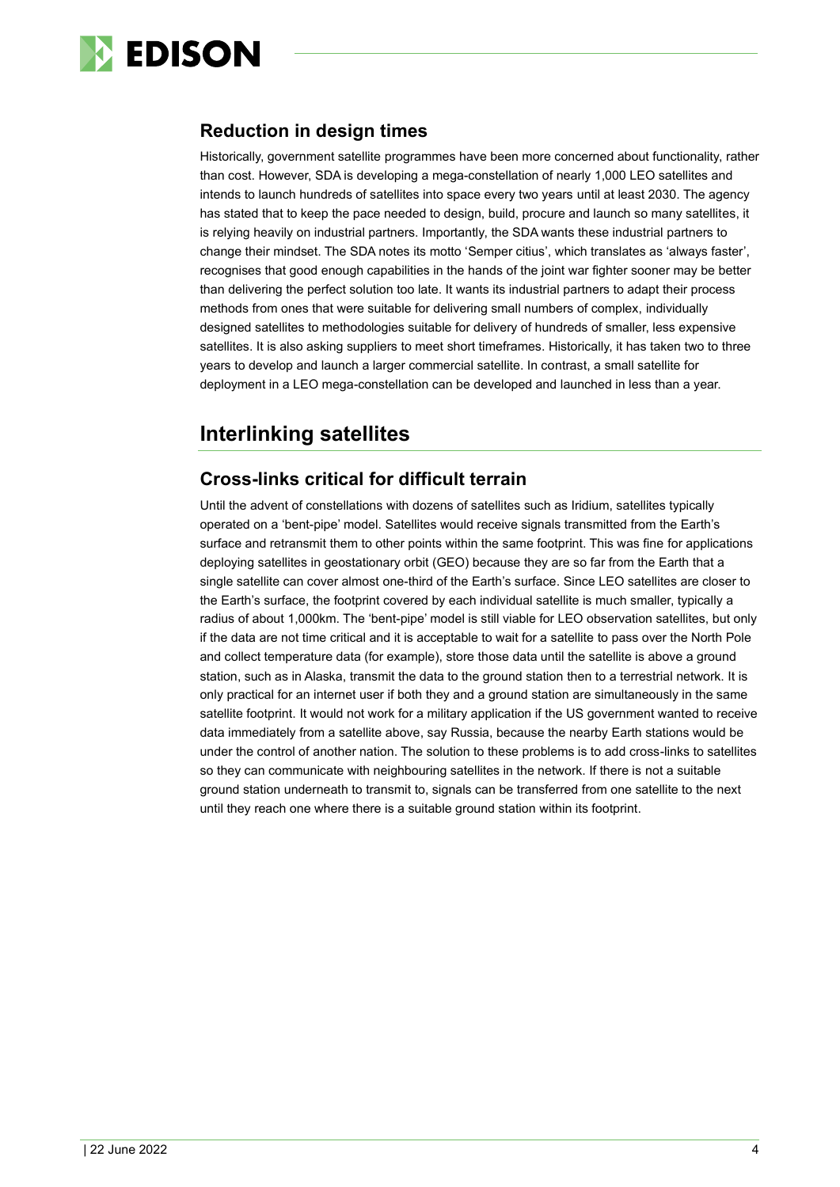### Reduction in design times

Historically, government satellite programmes have been more concerned about functionality, rather than cost. However, SDA is developing a mega-constellation of nearly 1,000 LEO satellites and intends to launch hundreds of satellites into space every two years until at least 2030. The agency has stated that to keep the pace needed to design, build, procure and launch so many satellites, it is relying heavily on industrial partners. Importantly, the SDA wants these industrial partners to change their mindset. The SDA notes its motto 'Semper citius', which translates as 'always faster', recognises that good enough capabilities in the hands of the joint war fighter sooner may be better than delivering the perfect solution too late. It wants its industrial partners to adapt their process methods from ones that were suitable for delivering small numbers of complex, individually designed satellites to methodologies suitable for delivery of hundreds of smaller, less expensive satellites. It is also asking suppliers to meet short timeframes. Historically, it has taken two to three years to develop and launch a larger commercial satellite. In contrast, a small satellite for deployment in a LEO mega-constellation can be developed and launched in less than a year.

## Interlinking satellites

### Cross-links critical for difficult terrain

Until the advent of constellations with dozens of satellites such as Iridium, satellites typically operated on a 'bent-pipe' model. Satellites would receive signals transmitted from the Earth's surface and retransmit them to other points within the same footprint. This was fine for applications deploying satellites in geostationary orbit (GEO) because they are so far from the Earth that a single satellite can cover almost one-third of the Earth's surface. Since LEO satellites are closer to the Earth's surface, the footprint covered by each individual satellite is much smaller, typically a radius of about 1,000km. The 'bent-pipe' model is still viable for LEO observation satellites, but only if the data are not time critical and it is acceptable to wait for a satellite to pass over the North Pole and collect temperature data (for example), store those data until the satellite is above a ground station, such as in Alaska, transmit the data to the ground station then to a terrestrial network. It is only practical for an internet user if both they and a ground station are simultaneously in the same satellite footprint. It would not work for a military application if the US government wanted to receive data immediately from a satellite above, say Russia, because the nearby Earth stations would be under the control of another nation. The solution to these problems is to add cross-links to satellites so they can communicate with neighbouring satellites in the network. If there is not a suitable ground station underneath to transmit to, signals can be transferred from one satellite to the next until they reach one where there is a suitable ground station within its footprint.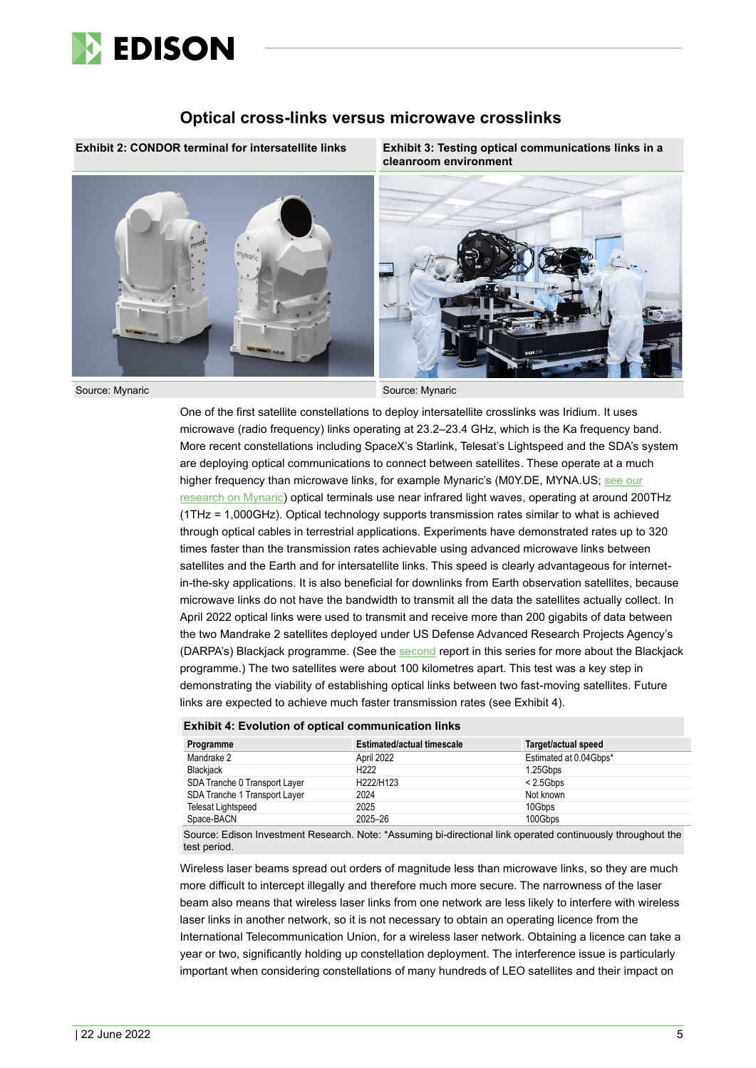## Optical cross-links versus microwave crosslinks

**Exhibit 2: CONDOR terminal for intersatellite links**

Source: Mynaric

**Exhibit 3: Testing optical communications links in a cleanroom environment**

Source: Mynaric

One of the first satellite constellations to deploy intersatellite crosslinks was Iridium. It uses microwave (radio frequency) links operating at 23.2–23.4 GHz, which is the Ka frequency band. More recent constellations including SpaceX's Starlink, Telesat's Lightspeed and the SDA's system are deploying optical communications to connect between satellites. These operate at a much higher frequency than microwave links, for example Mynaric's (M0Y.DE, MYNA.US; see our research on Mynaric) optical terminals use near infrared light waves, operating at around 200THz (1THz = 1,000GHz). Optical technology supports transmission rates similar to what is achieved through optical cables in terrestrial applications. Experiments have demonstrated rates up to 320 times faster than the transmission rates achievable using advanced microwave links between satellites and the Earth and for intersatellite links. This speed is clearly advantageous for internet-in-the-sky applications. It is also beneficial for downlinks from Earth observation satellites, because microwave links do not have the bandwidth to transmit all the data the satellites actually collect. In April 2022 optical links were used to transmit and receive more than 200 gigabits of data between the two Mandrake 2 satellites deployed under US Defense Advanced Research Projects Agency's (DARPA's) Blackjack programme. (See the second report in this series for more about the Blackjack programme.) The two satellites were about 100 kilometres apart. This test was a key step in demonstrating the viability of establishing optical links between two fast-moving satellites. Future links are expected to achieve much faster transmission rates (see Exhibit 4).

**Exhibit 4: Evolution of optical communication links**

| Programme | Estimated/actual timescale | Target/actual speed |
|---|---|---|
| Mandrake 2 | April 2022 | Estimated at 0.04Gbps* |
| Blackjack | H222 | 1.25Gbps |
| SDA Tranche 0 Transport Layer | H222/H123 | < 2.5Gbps |
| SDA Tranche 1 Transport Layer | 2024 | Not known |
| Telesat Lightspeed | 2025 | 10Gbps |
| Space-BACN | 2025–26 | 100Gbps |

Source: Edison Investment Research. Note: *Assuming bi-directional link operated continuously throughout the test period.

Wireless laser beams spread out orders of magnitude less than microwave links, so they are much more difficult to intercept illegally and therefore much more secure. The narrowness of the laser beam also means that wireless laser links from one network are less likely to interfere with wireless laser links in another network, so it is not necessary to obtain an operating licence from the International Telecommunication Union, for a wireless laser network. Obtaining a licence can take a year or two, significantly holding up constellation deployment. The interference issue is particularly important when considering constellations of many hundreds of LEO satellites and their impact on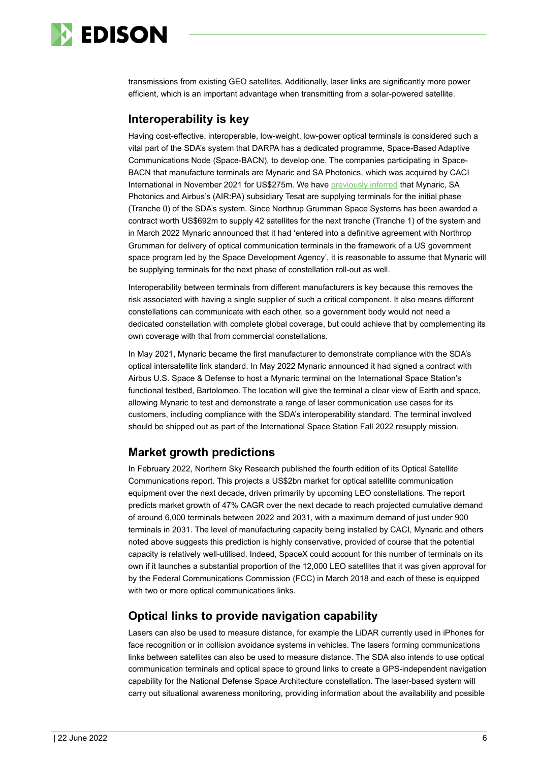transmissions from existing GEO satellites. Additionally, laser links are significantly more power efficient, which is an important advantage when transmitting from a solar-powered satellite.

## Interoperability is key

Having cost-effective, interoperable, low-weight, low-power optical terminals is considered such a vital part of the SDA's system that DARPA has a dedicated programme, Space-Based Adaptive Communications Node (Space-BACN), to develop one. The companies participating in Space-BACN that manufacture terminals are Mynaric and SA Photonics, which was acquired by CACI International in November 2021 for US$275m. We have previously inferred that Mynaric, SA Photonics and Airbus's (AIR:PA) subsidiary Tesat are supplying terminals for the initial phase (Tranche 0) of the SDA's system. Since Northrup Grumman Space Systems has been awarded a contract worth US$692m to supply 42 satellites for the next tranche (Tranche 1) of the system and in March 2022 Mynaric announced that it had 'entered into a definitive agreement with Northrop Grumman for delivery of optical communication terminals in the framework of a US government space program led by the Space Development Agency', it is reasonable to assume that Mynaric will be supplying terminals for the next phase of constellation roll-out as well.

Interoperability between terminals from different manufacturers is key because this removes the risk associated with having a single supplier of such a critical component. It also means different constellations can communicate with each other, so a government body would not need a dedicated constellation with complete global coverage, but could achieve that by complementing its own coverage with that from commercial constellations.

In May 2021, Mynaric became the first manufacturer to demonstrate compliance with the SDA's optical intersatellite link standard. In May 2022 Mynaric announced it had signed a contract with Airbus U.S. Space & Defense to host a Mynaric terminal on the International Space Station's functional testbed, Bartolomeo. The location will give the terminal a clear view of Earth and space, allowing Mynaric to test and demonstrate a range of laser communication use cases for its customers, including compliance with the SDA's interoperability standard. The terminal involved should be shipped out as part of the International Space Station Fall 2022 resupply mission.

## Market growth predictions

In February 2022, Northern Sky Research published the fourth edition of its Optical Satellite Communications report. This projects a US$2bn market for optical satellite communication equipment over the next decade, driven primarily by upcoming LEO constellations. The report predicts market growth of 47% CAGR over the next decade to reach projected cumulative demand of around 6,000 terminals between 2022 and 2031, with a maximum demand of just under 900 terminals in 2031. The level of manufacturing capacity being installed by CACI, Mynaric and others noted above suggests this prediction is highly conservative, provided of course that the potential capacity is relatively well-utilised. Indeed, SpaceX could account for this number of terminals on its own if it launches a substantial proportion of the 12,000 LEO satellites that it was given approval for by the Federal Communications Commission (FCC) in March 2018 and each of these is equipped with two or more optical communications links.

## Optical links to provide navigation capability

Lasers can also be used to measure distance, for example the LiDAR currently used in iPhones for face recognition or in collision avoidance systems in vehicles. The lasers forming communications links between satellites can also be used to measure distance. The SDA also intends to use optical communication terminals and optical space to ground links to create a GPS-independent navigation capability for the National Defense Space Architecture constellation. The laser-based system will carry out situational awareness monitoring, providing information about the availability and possible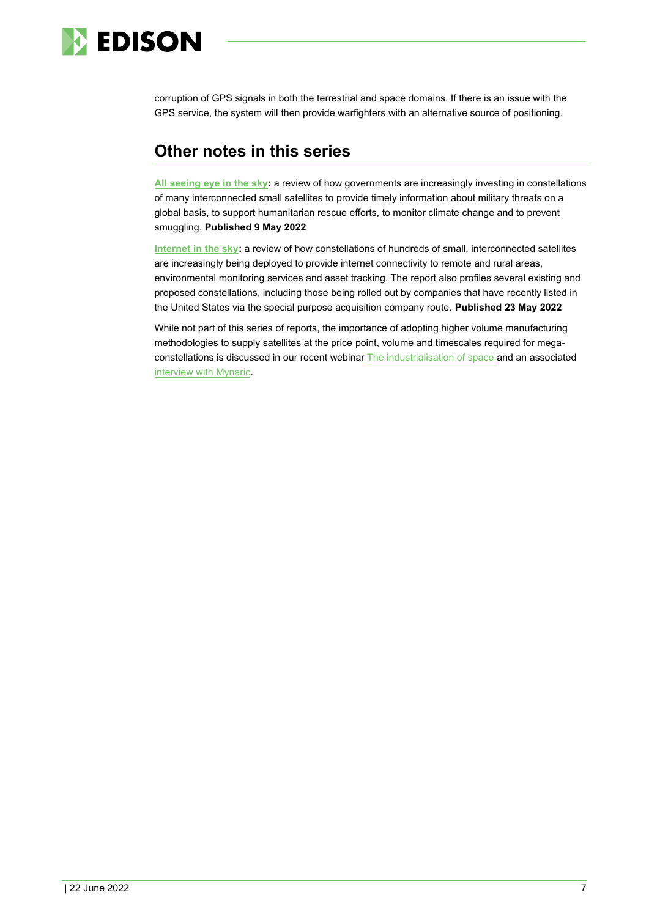corruption of GPS signals in both the terrestrial and space domains. If there is an issue with the GPS service, the system will then provide warfighters with an alternative source of positioning.

## Other notes in this series

**All seeing eye in the sky:** a review of how governments are increasingly investing in constellations of many interconnected small satellites to provide timely information about military threats on a global basis, to support humanitarian rescue efforts, to monitor climate change and to prevent smuggling. **Published 9 May 2022**

**Internet in the sky:** a review of how constellations of hundreds of small, interconnected satellites are increasingly being deployed to provide internet connectivity to remote and rural areas, environmental monitoring services and asset tracking. The report also profiles several existing and proposed constellations, including those being rolled out by companies that have recently listed in the United States via the special purpose acquisition company route. **Published 23 May 2022**

While not part of this series of reports, the importance of adopting higher volume manufacturing methodologies to supply satellites at the price point, volume and timescales required for mega-constellations is discussed in our recent webinar The industrialisation of space and an associated interview with Mynaric.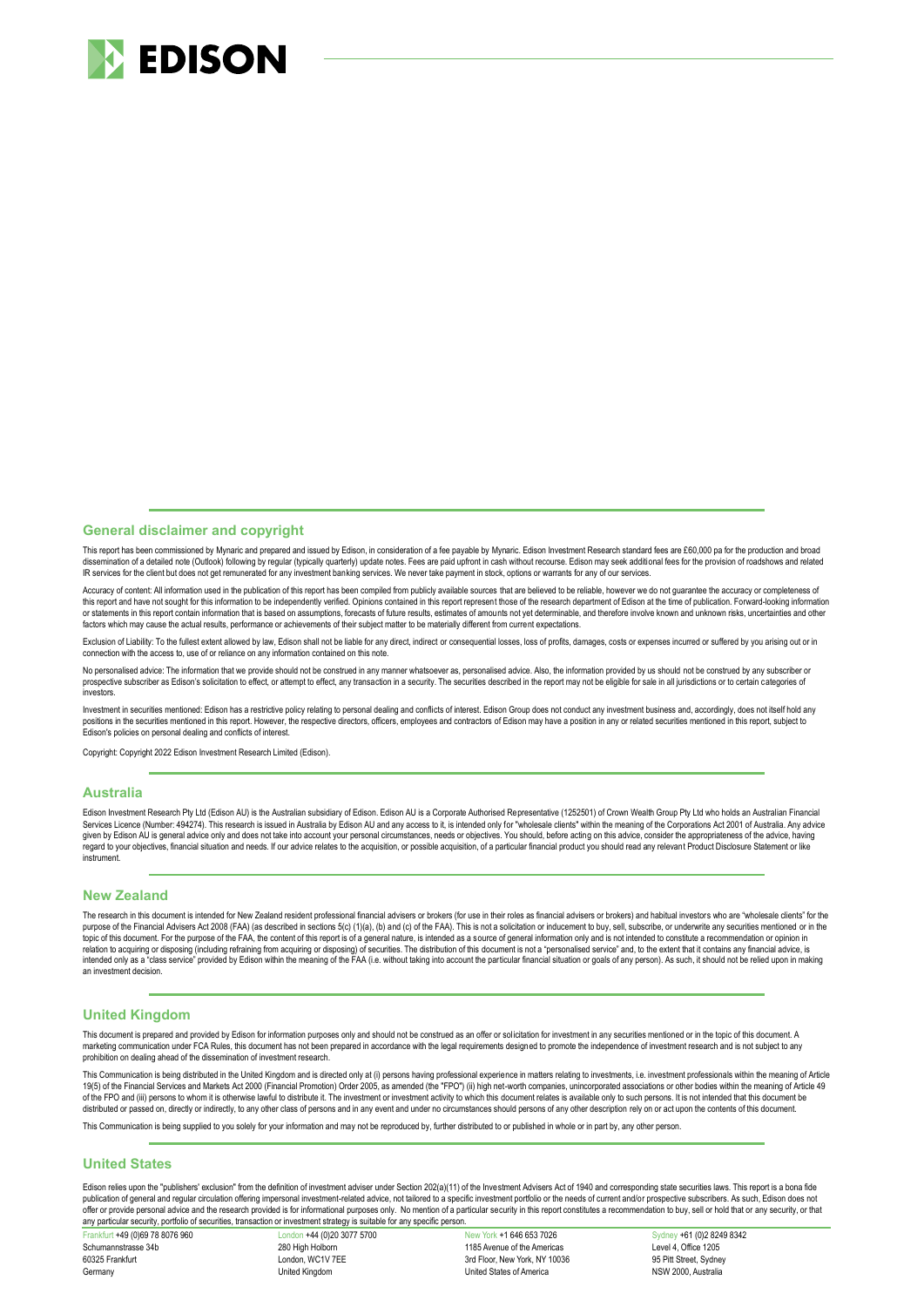## General disclaimer and copyright

This report has been commissioned by Mynaric and prepared and issued by Edison, in consideration of a fee payable by Mynaric. Edison Investment Research standard fees are £60,000 pa for the production and broad dissemination of a detailed note (Outlook) following by regular (typically quarterly) update notes. Fees are paid upfront in cash without recourse. Edison may seek additional fees for the provision of roadshows and related IR services for the client but does not get remunerated for any investment banking services. We never take payment in stock, options or warrants for any of our services.

Accuracy of content: All information used in the publication of this report has been compiled from publicly available sources that are believed to be reliable, however we do not guarantee the accuracy or completeness of this report and have not sought for this information to be independently verified. Opinions contained in this report represent those of the research department of Edison at the time of publication. Forward-looking information or statements in this report contain information that is based on assumptions, forecasts of future results, estimates of amounts not yet determinable, and therefore involve known and unknown risks, uncertainties and other factors which may cause the actual results, performance or achievements of their subject matter to be materially different from current expectations.

Exclusion of Liability: To the fullest extent allowed by law, Edison shall not be liable for any direct, indirect or consequential losses, loss of profits, damages, costs or expenses incurred or suffered by you arising out or in connection with the access to, use of or reliance on any information contained on this note.

No personalised advice: The information that we provide should not be construed in any manner whatsoever as, personalised advice. Also, the information provided by us should not be construed by any subscriber or prospective subscriber as Edison's solicitation to effect, or attempt to effect, any transaction in a security. The securities described in the report may not be eligible for sale in all jurisdictions or to certain categories of investors.

Investment in securities mentioned: Edison has a restrictive policy relating to personal dealing and conflicts of interest. Edison Group does not conduct any investment business and, accordingly, does not itself hold any positions in the securities mentioned in this report. However, the respective directors, officers, employees and contractors of Edison may have a position in any or related securities mentioned in this report, subject to Edison's policies on personal dealing and conflicts of interest.

Copyright: Copyright 2022 Edison Investment Research Limited (Edison).

## Australia

Edison Investment Research Pty Ltd (Edison AU) is the Australian subsidiary of Edison. Edison AU is a Corporate Authorised Representative (1252501) of Crown Wealth Group Pty Ltd who holds an Australian Financial Services Licence (Number: 494274). This research is issued in Australia by Edison AU and any access to it, is intended only for "wholesale clients" within the meaning of the Corporations Act 2001 of Australia. Any advice given by Edison AU is general advice only and does not take into account your personal circumstances, needs or objectives. You should, before acting on this advice, consider the appropriateness of the advice, having regard to your objectives, financial situation and needs. If our advice relates to the acquisition, or possible acquisition, of a particular financial product you should read any relevant Product Disclosure Statement or like instrument.

## New Zealand

The research in this document is intended for New Zealand resident professional financial advisers or brokers (for use in their roles as financial advisers or brokers) and habitual investors who are "wholesale clients" for the purpose of the Financial Advisers Act 2008 (FAA) (as described in sections 5(c) (1)(a), (b) and (c) of the FAA). This is not a solicitation or inducement to buy, sell, subscribe, or underwrite any securities mentioned or in the topic of this document. For the purpose of the FAA, the content of this report is of a general nature, is intended as a source of general information only and is not intended to constitute a recommendation or opinion in relation to acquiring or disposing (including refraining from acquiring or disposing) of securities. The distribution of this document is not a "personalised service" and, to the extent that it contains any financial advice, is intended only as a "class service" provided by Edison within the meaning of the FAA (i.e. without taking into account the particular financial situation or goals of any person). As such, it should not be relied upon in making an investment decision.

## United Kingdom

This document is prepared and provided by Edison for information purposes only and should not be construed as an offer or solicitation for investment in any securities mentioned or in the topic of this document. A marketing communication under FCA Rules, this document has not been prepared in accordance with the legal requirements designed to promote the independence of investment research and is not subject to any prohibition on dealing ahead of the dissemination of investment research.

This Communication is being distributed in the United Kingdom and is directed only at (i) persons having professional experience in matters relating to investments, i.e. investment professionals within the meaning of Article 19(5) of the Financial Services and Markets Act 2000 (Financial Promotion) Order 2005, as amended (the "FPO") (ii) high net-worth companies, unincorporated associations or other bodies within the meaning of Article 49 of the FPO and (iii) persons to whom it is otherwise lawful to distribute it. The investment or investment activity to which this document relates is available only to such persons. It is not intended that this document be distributed or passed on, directly or indirectly, to any other class of persons and in any event and under no circumstances should persons of any other description rely on or act upon the contents of this document.

This Communication is being supplied to you solely for your information and may not be reproduced by, further distributed to or published in whole or in part by, any other person.

## United States

Edison relies upon the "publishers' exclusion" from the definition of investment adviser under Section 202(a)(11) of the Investment Advisers Act of 1940 and corresponding state securities laws. This report is a bona fide publication of general and regular circulation offering impersonal investment-related advice, not tailored to a specific investment portfolio or the needs of current and/or prospective subscribers. As such, Edison does not offer or provide personal advice and the research provided is for informational purposes only. No mention of a particular security in this report constitutes a recommendation to buy, sell or hold that or any security, or that any particular security, portfolio of securities, transaction or investment strategy is suitable for any specific person.

Frankfurt +49 (0)69 78 8076 960
Schumannstrasse 34b
60325 Frankfurt
Germany

London +44 (0)20 3077 5700
280 High Holborn
London, WC1V 7EE
United Kingdom

New York +1 646 653 7026
1185 Avenue of the Americas
3rd Floor, New York, NY 10036
United States of America

Sydney +61 (0)2 8249 8342
Level 4, Office 1205
95 Pitt Street, Sydney
NSW 2000, Australia